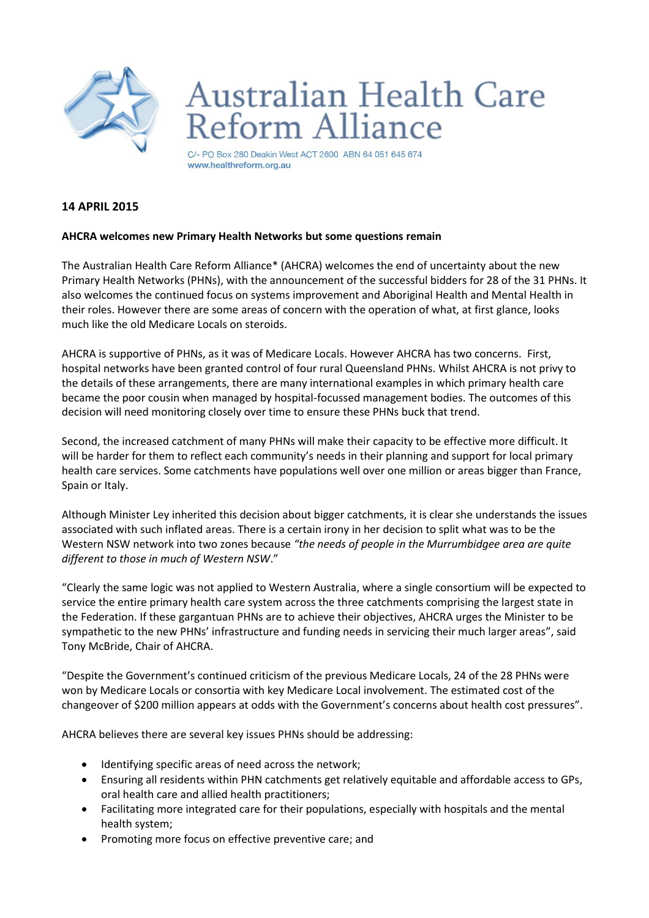# Australian Health Care Reform Alliance

C/- PO Box 280 Deakin West ACT 2600 ABN 64 051 645 674
www.healthreform.org.au

**14 APRIL 2015**

**AHCRA welcomes new Primary Health Networks but some questions remain**

The Australian Health Care Reform Alliance* (AHCRA) welcomes the end of uncertainty about the new Primary Health Networks (PHNs), with the announcement of the successful bidders for 28 of the 31 PHNs. It also welcomes the continued focus on systems improvement and Aboriginal Health and Mental Health in their roles. However there are some areas of concern with the operation of what, at first glance, looks much like the old Medicare Locals on steroids.

AHCRA is supportive of PHNs, as it was of Medicare Locals. However AHCRA has two concerns. First, hospital networks have been granted control of four rural Queensland PHNs. Whilst AHCRA is not privy to the details of these arrangements, there are many international examples in which primary health care became the poor cousin when managed by hospital-focussed management bodies. The outcomes of this decision will need monitoring closely over time to ensure these PHNs buck that trend.

Second, the increased catchment of many PHNs will make their capacity to be effective more difficult. It will be harder for them to reflect each community's needs in their planning and support for local primary health care services. Some catchments have populations well over one million or areas bigger than France, Spain or Italy.

Although Minister Ley inherited this decision about bigger catchments, it is clear she understands the issues associated with such inflated areas. There is a certain irony in her decision to split what was to be the Western NSW network into two zones because *"the needs of people in the Murrumbidgee area are quite different to those in much of Western NSW*."

"Clearly the same logic was not applied to Western Australia, where a single consortium will be expected to service the entire primary health care system across the three catchments comprising the largest state in the Federation. If these gargantuan PHNs are to achieve their objectives, AHCRA urges the Minister to be sympathetic to the new PHNs' infrastructure and funding needs in servicing their much larger areas", said Tony McBride, Chair of AHCRA.

"Despite the Government's continued criticism of the previous Medicare Locals, 24 of the 28 PHNs were won by Medicare Locals or consortia with key Medicare Local involvement. The estimated cost of the changeover of $200 million appears at odds with the Government's concerns about health cost pressures".

AHCRA believes there are several key issues PHNs should be addressing:

- Identifying specific areas of need across the network;
- Ensuring all residents within PHN catchments get relatively equitable and affordable access to GPs, oral health care and allied health practitioners;
- Facilitating more integrated care for their populations, especially with hospitals and the mental health system;
- Promoting more focus on effective preventive care; and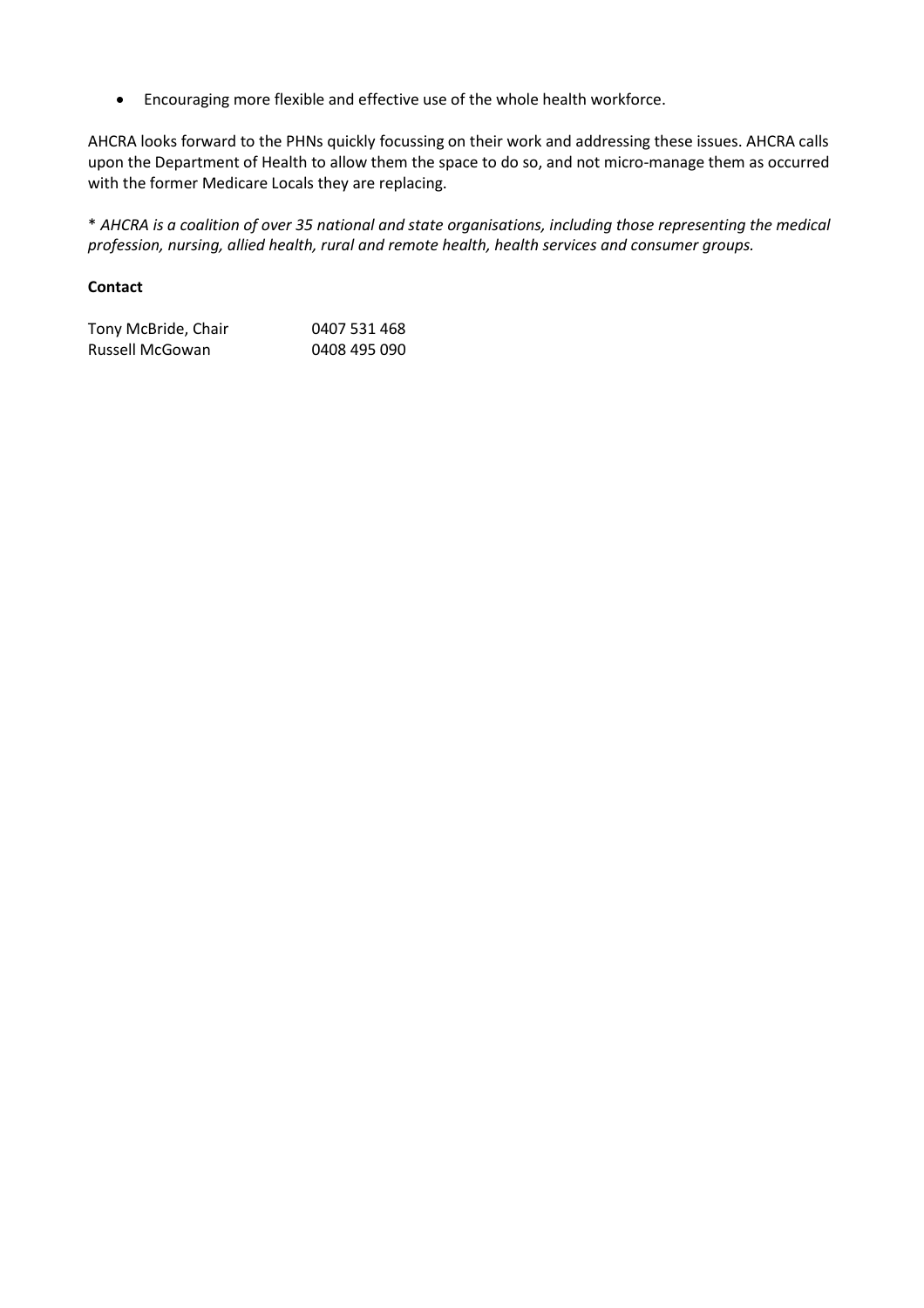- Encouraging more flexible and effective use of the whole health workforce.

AHCRA looks forward to the PHNs quickly focussing on their work and addressing these issues. AHCRA calls upon the Department of Health to allow them the space to do so, and not micro-manage them as occurred with the former Medicare Locals they are replacing.

\* *AHCRA is a coalition of over 35 national and state organisations, including those representing the medical profession, nursing, allied health, rural and remote health, health services and consumer groups.*

**Contact**

| | |
|---|---|
| Tony McBride, Chair | 0407 531 468 |
| Russell McGowan | 0408 495 090 |